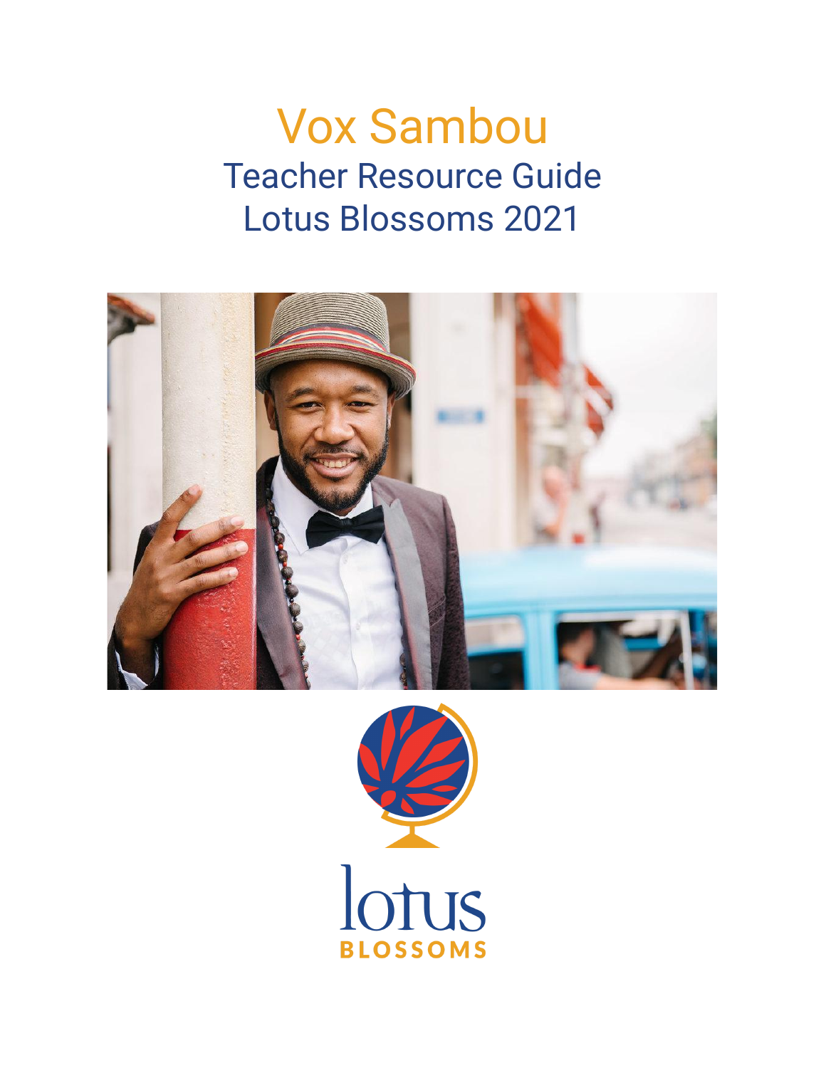# Vox Sambou

## Teacher Resource Guide
## Lotus Blossoms 2021

lotus
BLOSSOMS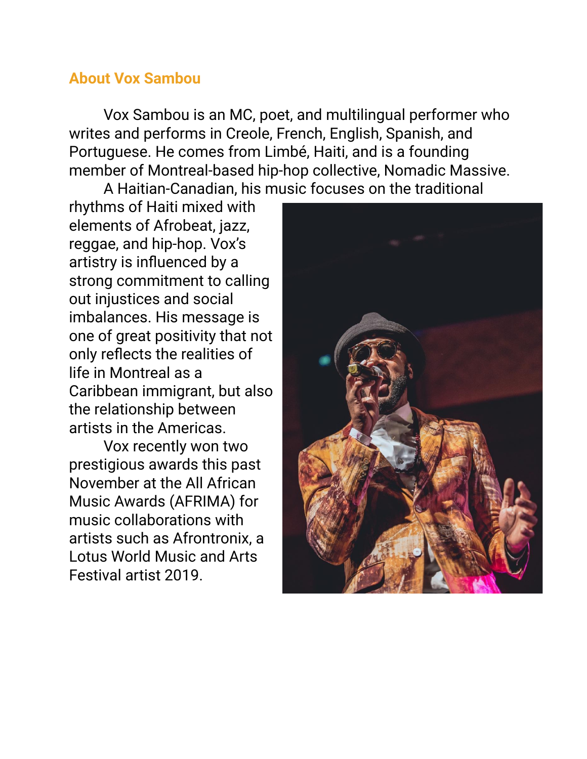## About Vox Sambou

Vox Sambou is an MC, poet, and multilingual performer who writes and performs in Creole, French, English, Spanish, and Portuguese. He comes from Limbé, Haiti, and is a founding member of Montreal-based hip-hop collective, Nomadic Massive.

A Haitian-Canadian, his music focuses on the traditional rhythms of Haiti mixed with elements of Afrobeat, jazz, reggae, and hip-hop. Vox's artistry is influenced by a strong commitment to calling out injustices and social imbalances. His message is one of great positivity that not only reflects the realities of life in Montreal as a Caribbean immigrant, but also the relationship between artists in the Americas.

Vox recently won two prestigious awards this past November at the All African Music Awards (AFRIMA) for music collaborations with artists such as Afrontronix, a Lotus World Music and Arts Festival artist 2019.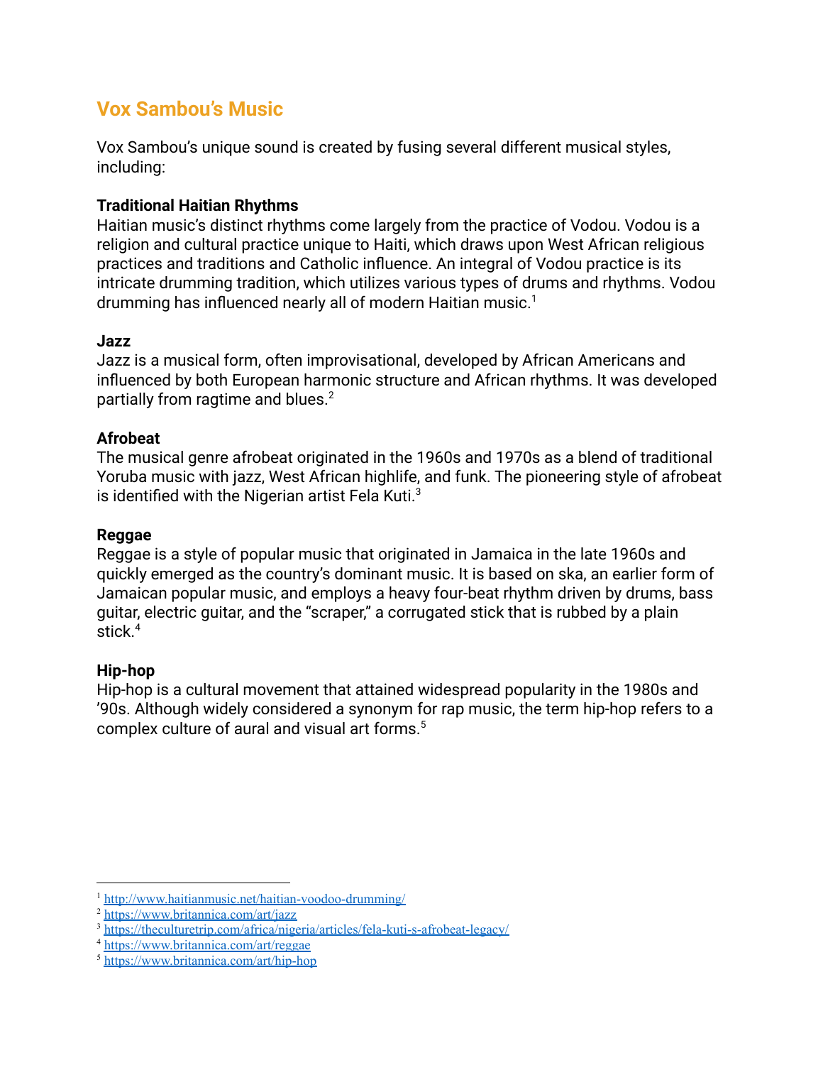## Vox Sambou's Music

Vox Sambou's unique sound is created by fusing several different musical styles, including:

**Traditional Haitian Rhythms**
Haitian music's distinct rhythms come largely from the practice of Vodou. Vodou is a religion and cultural practice unique to Haiti, which draws upon West African religious practices and traditions and Catholic influence. An integral of Vodou practice is its intricate drumming tradition, which utilizes various types of drums and rhythms. Vodou drumming has influenced nearly all of modern Haitian music.[1]

**Jazz**
Jazz is a musical form, often improvisational, developed by African Americans and influenced by both European harmonic structure and African rhythms. It was developed partially from ragtime and blues.[2]

**Afrobeat**
The musical genre afrobeat originated in the 1960s and 1970s as a blend of traditional Yoruba music with jazz, West African highlife, and funk. The pioneering style of afrobeat is identified with the Nigerian artist Fela Kuti.[3]

**Reggae**
Reggae is a style of popular music that originated in Jamaica in the late 1960s and quickly emerged as the country's dominant music. It is based on ska, an earlier form of Jamaican popular music, and employs a heavy four-beat rhythm driven by drums, bass guitar, electric guitar, and the "scraper," a corrugated stick that is rubbed by a plain stick.[4]

**Hip-hop**
Hip-hop is a cultural movement that attained widespread popularity in the 1980s and '90s. Although widely considered a synonym for rap music, the term hip-hop refers to a complex culture of aural and visual art forms.[5]

---

[1] http://www.haitianmusic.net/haitian-voodoo-drumming/
[2] https://www.britannica.com/art/jazz
[3] https://theculturetrip.com/africa/nigeria/articles/fela-kuti-s-afrobeat-legacy/
[4] https://www.britannica.com/art/reggae
[5] https://www.britannica.com/art/hip-hop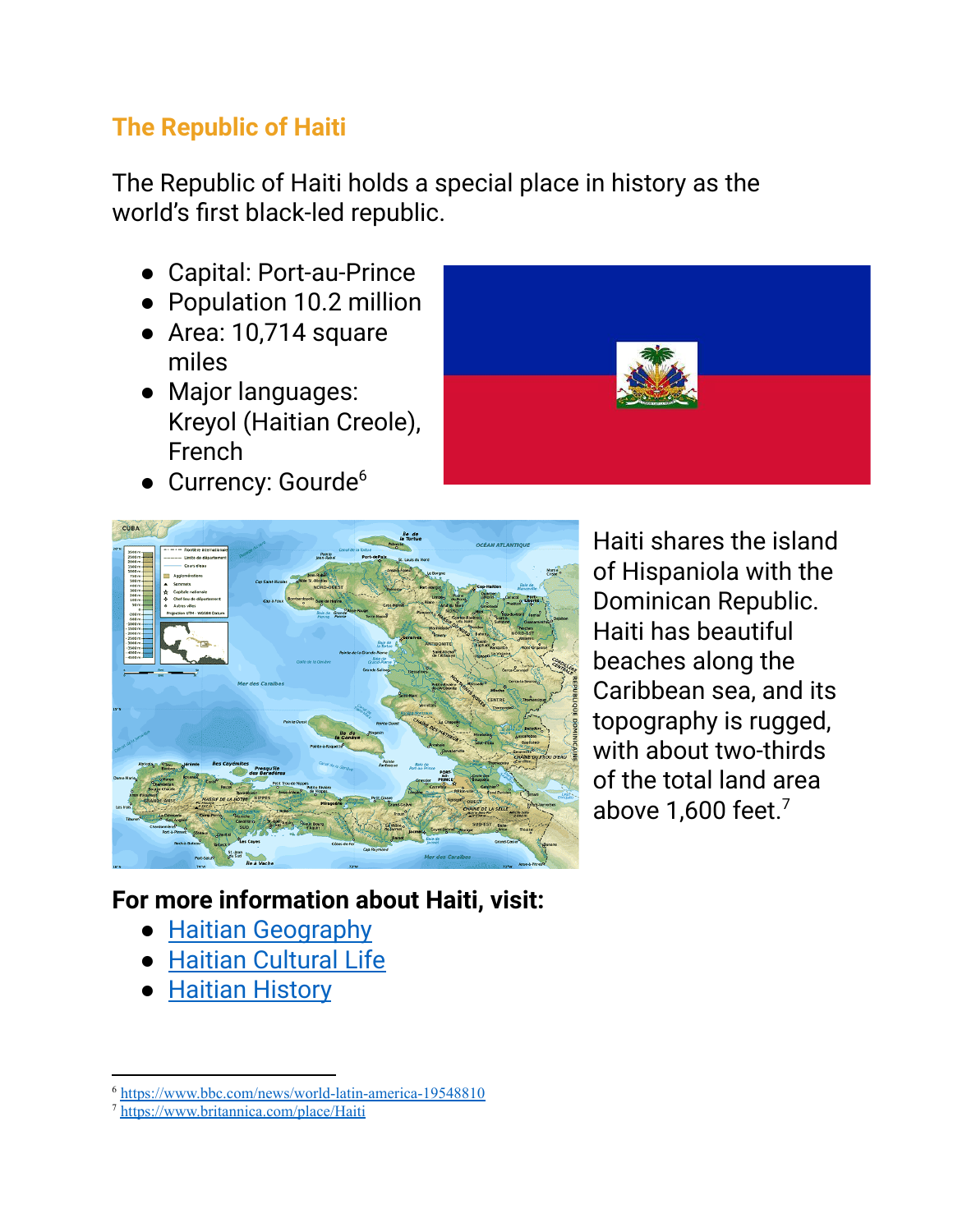## The Republic of Haiti

The Republic of Haiti holds a special place in history as the world's first black-led republic.

- Capital: Port-au-Prince
- Population 10.2 million
- Area: 10,714 square miles
- Major languages: Kreyol (Haitian Creole), French
- Currency: Gourde[6]

Haiti shares the island of Hispaniola with the Dominican Republic. Haiti has beautiful beaches along the Caribbean sea, and its topography is rugged, with about two-thirds of the total land area above 1,600 feet.[7]

**For more information about Haiti, visit:**

- Haitian Geography
- Haitian Cultural Life
- Haitian History

[6] https://www.bbc.com/news/world-latin-america-19548810

[7] https://www.britannica.com/place/Haiti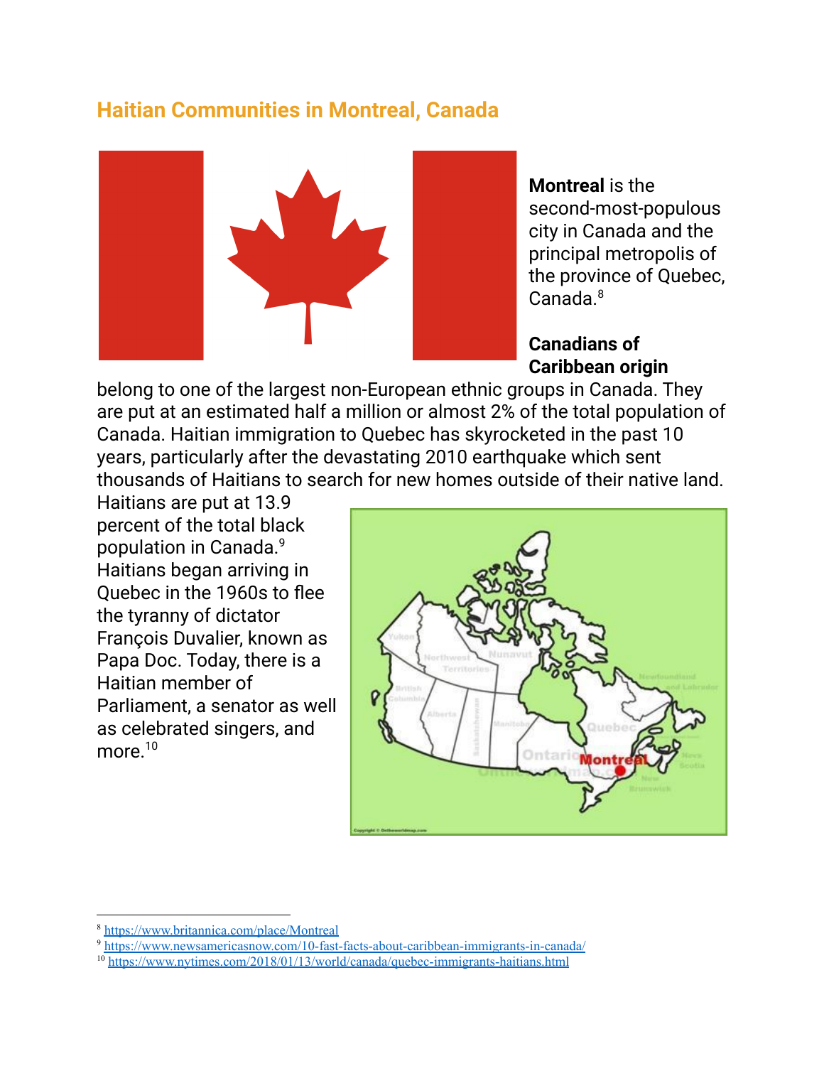## Haitian Communities in Montreal, Canada

**Montreal** is the second-most-populous city in Canada and the principal metropolis of the province of Quebec, Canada.[8]

**Canadians of Caribbean origin** belong to one of the largest non-European ethnic groups in Canada. They are put at an estimated half a million or almost 2% of the total population of Canada. Haitian immigration to Quebec has skyrocketed in the past 10 years, particularly after the devastating 2010 earthquake which sent thousands of Haitians to search for new homes outside of their native land. Haitians are put at 13.9 percent of the total black population in Canada.[9] Haitians began arriving in Quebec in the 1960s to flee the tyranny of dictator François Duvalier, known as Papa Doc. Today, there is a Haitian member of Parliament, a senator as well as celebrated singers, and more.[10]

---

[8] https://www.britannica.com/place/Montreal

[9] https://www.newsamericasnow.com/10-fast-facts-about-caribbean-immigrants-in-canada/

[10] https://www.nytimes.com/2018/01/13/world/canada/quebec-immigrants-haitians.html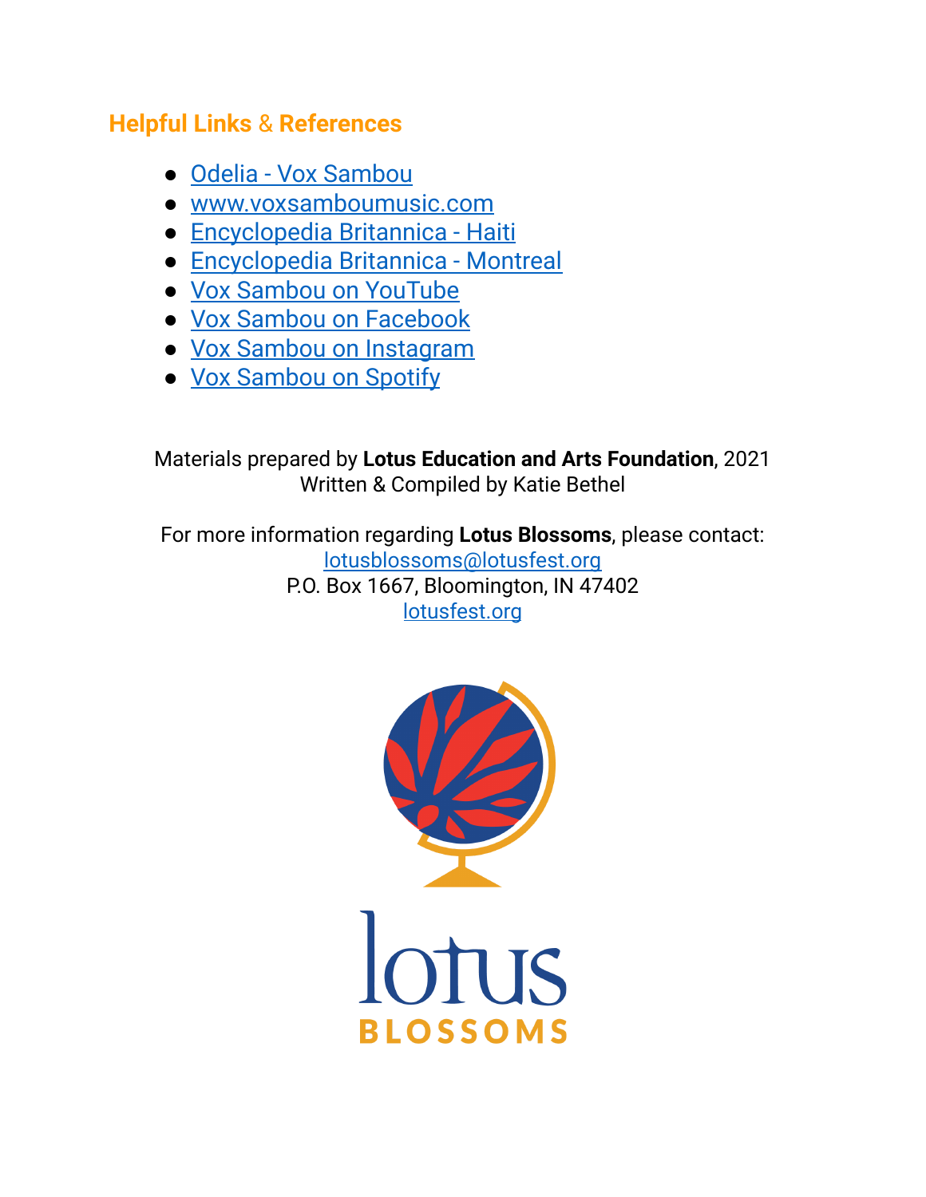## Helpful Links & References

- Odelia - Vox Sambou
- www.voxsamboumusic.com
- Encyclopedia Britannica - Haiti
- Encyclopedia Britannica - Montreal
- Vox Sambou on YouTube
- Vox Sambou on Facebook
- Vox Sambou on Instagram
- Vox Sambou on Spotify

Materials prepared by **Lotus Education and Arts Foundation**, 2021
Written & Compiled by Katie Bethel

For more information regarding **Lotus Blossoms**, please contact:
lotusblossoms@lotusfest.org
P.O. Box 1667, Bloomington, IN 47402
lotusfest.org

lotus
BLOSSOMS